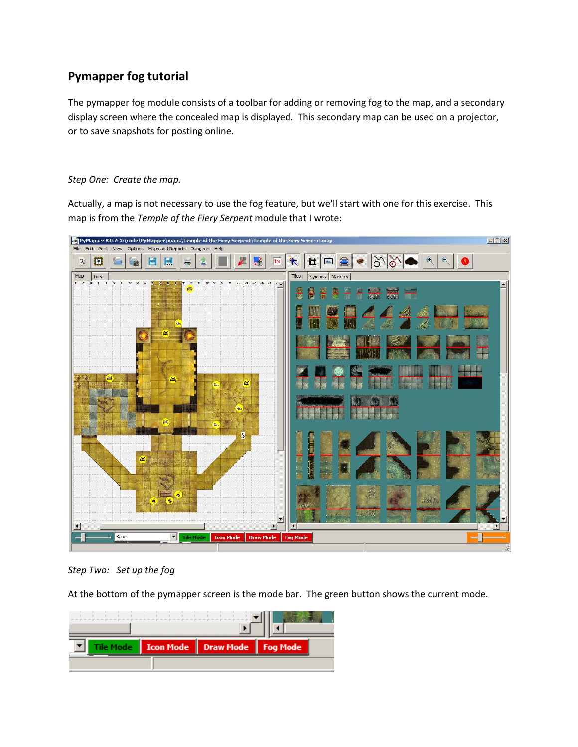## Pymapper fog tutorial

The pymapper fog module consists of a toolbar for adding or removing fog to the map, and a secondary display screen where the concealed map is displayed. This secondary map can be used on a projector, or to save snapshots for posting online.

*Step One: Create the map.*

Actually, a map is not necessary to use the fog feature, but we'll start with one for this exercise. This map is from the *Temple of the Fiery Serpent* module that I wrote:

*Step Two: Set up the fog*

At the bottom of the pymapper screen is the mode bar. The green button shows the current mode.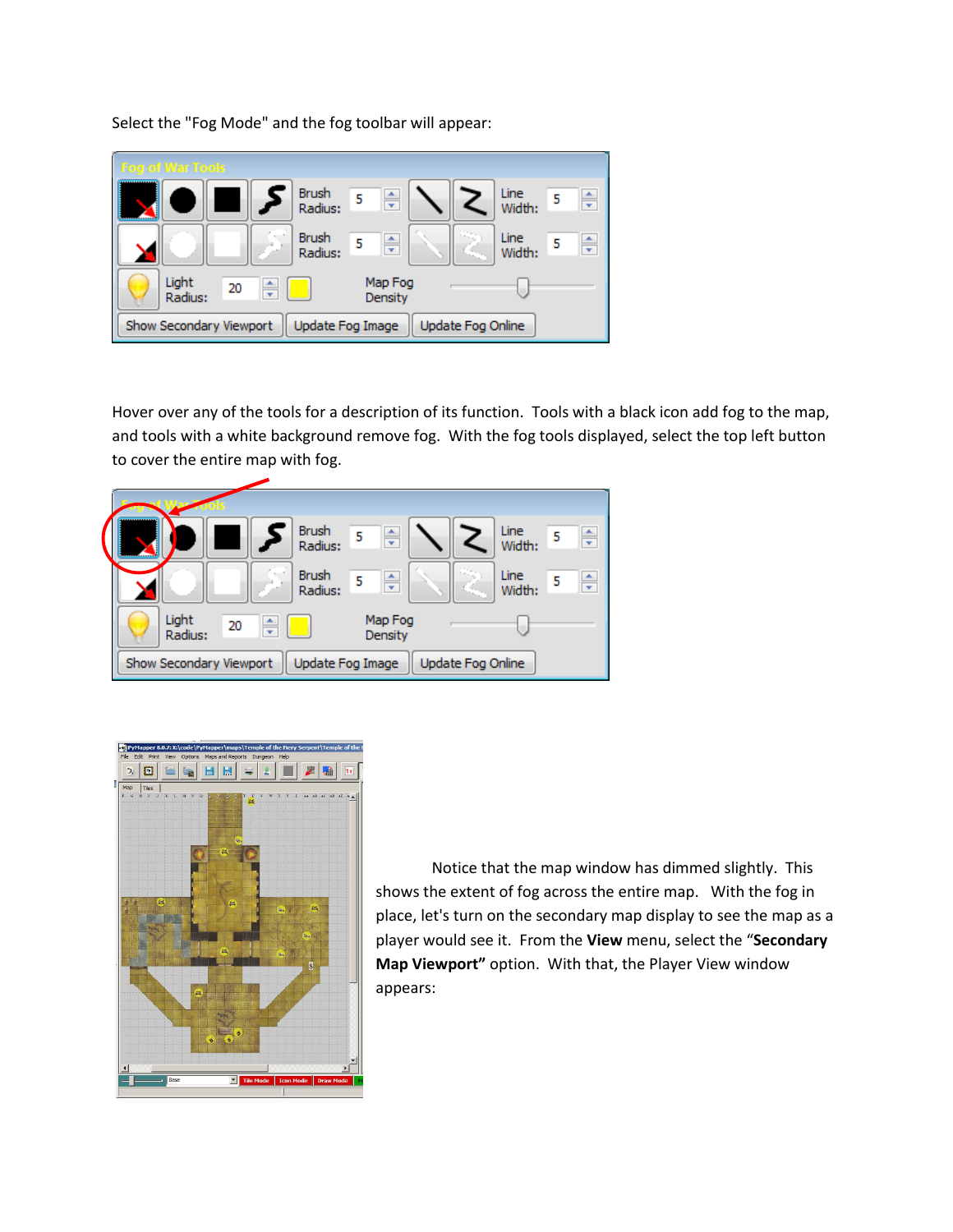Select the "Fog Mode" and the fog toolbar will appear:

Hover over any of the tools for a description of its function. Tools with a black icon add fog to the map, and tools with a white background remove fog. With the fog tools displayed, select the top left button to cover the entire map with fog.

Notice that the map window has dimmed slightly. This shows the extent of fog across the entire map. With the fog in place, let's turn on the secondary map display to see the map as a player would see it. From the **View** menu, select the "**Secondary Map Viewport"** option. With that, the Player View window appears: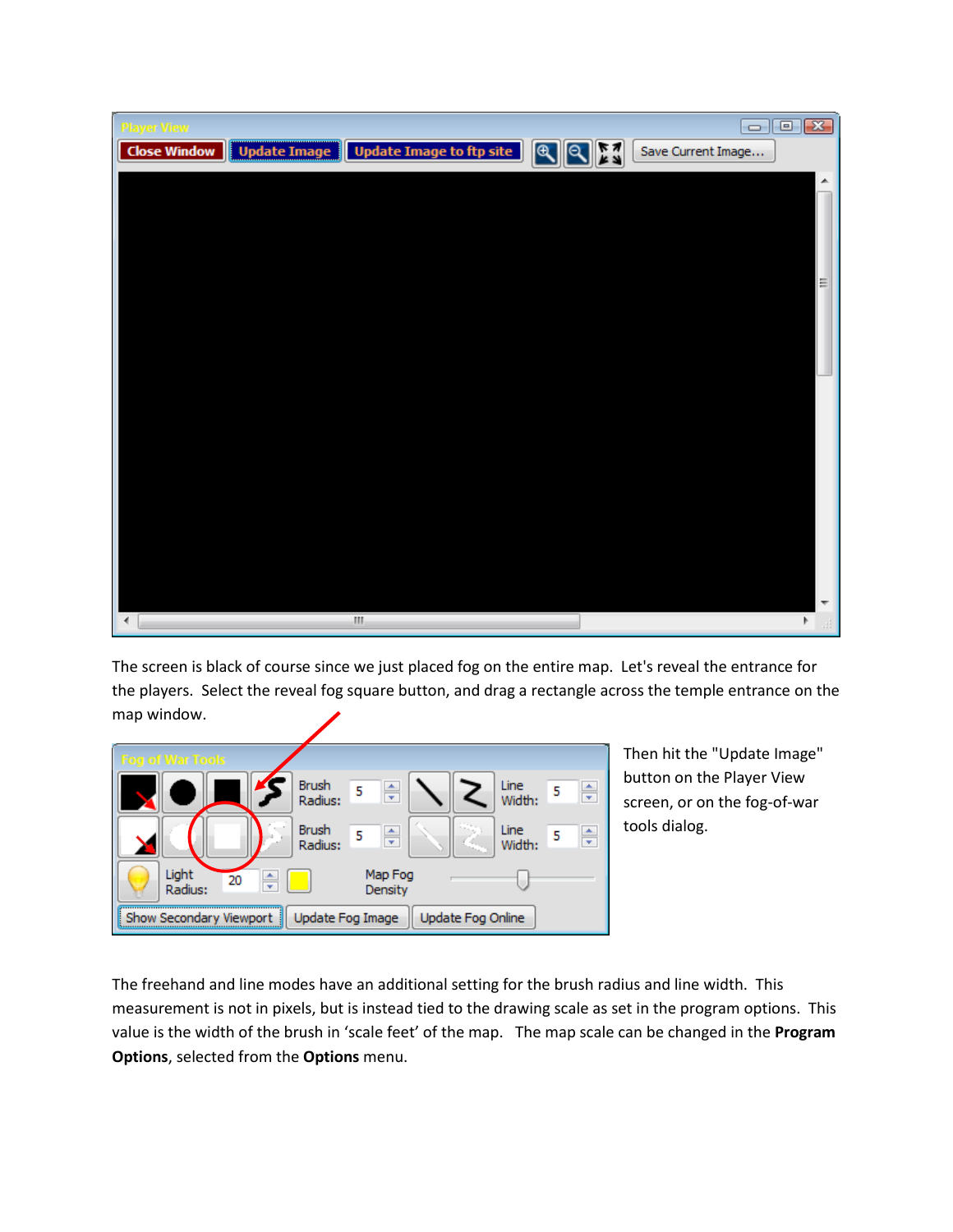The screen is black of course since we just placed fog on the entire map. Let's reveal the entrance for the players. Select the reveal fog square button, and drag a rectangle across the temple entrance on the map window.

Then hit the "Update Image" button on the Player View screen, or on the fog-of-war tools dialog.

The freehand and line modes have an additional setting for the brush radius and line width. This measurement is not in pixels, but is instead tied to the drawing scale as set in the program options. This value is the width of the brush in 'scale feet' of the map. The map scale can be changed in the **Program Options**, selected from the **Options** menu.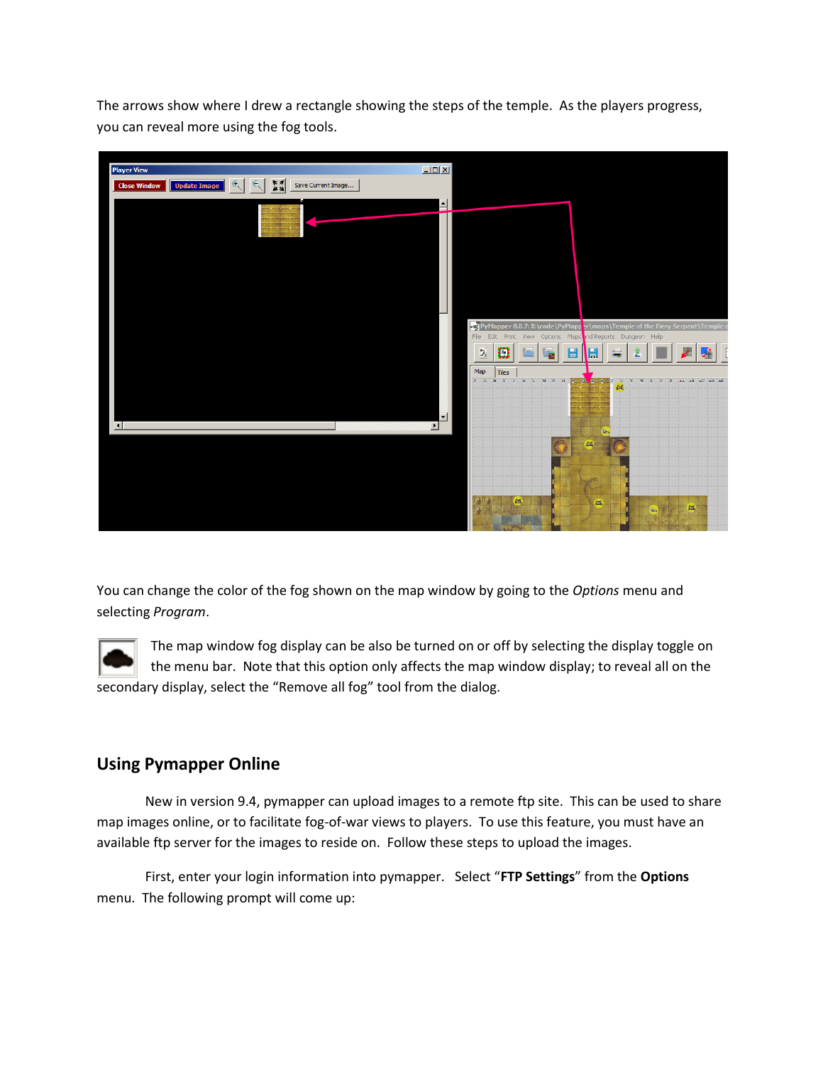The arrows show where I drew a rectangle showing the steps of the temple. As the players progress, you can reveal more using the fog tools.

You can change the color of the fog shown on the map window by going to the *Options* menu and selecting *Program*.

The map window fog display can be also be turned on or off by selecting the display toggle on the menu bar. Note that this option only affects the map window display; to reveal all on the secondary display, select the "Remove all fog" tool from the dialog.

## Using Pymapper Online

New in version 9.4, pymapper can upload images to a remote ftp site. This can be used to share map images online, or to facilitate fog-of-war views to players. To use this feature, you must have an available ftp server for the images to reside on. Follow these steps to upload the images.

First, enter your login information into pymapper. Select "**FTP Settings**" from the **Options** menu. The following prompt will come up: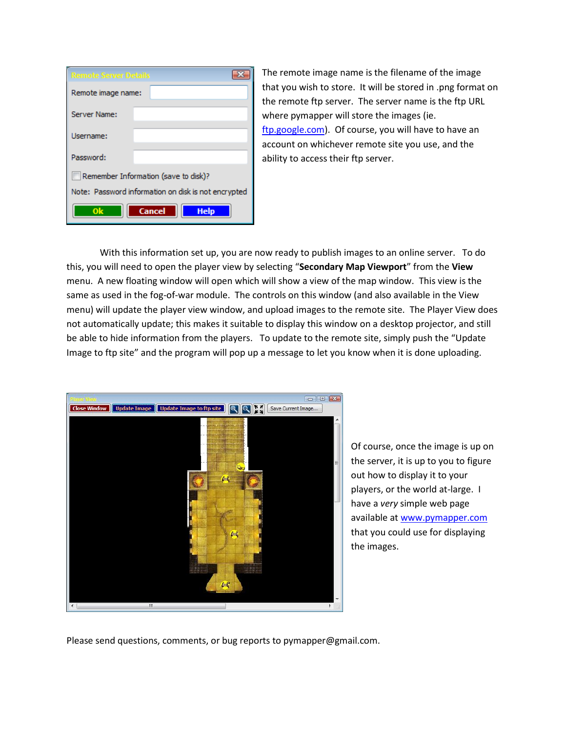The remote image name is the filename of the image that you wish to store. It will be stored in .png format on the remote ftp server. The server name is the ftp URL where pymapper will store the images (ie. ftp.google.com). Of course, you will have to have an account on whichever remote site you use, and the ability to access their ftp server.

With this information set up, you are now ready to publish images to an online server. To do this, you will need to open the player view by selecting "**Secondary Map Viewport**" from the **View** menu. A new floating window will open which will show a view of the map window. This view is the same as used in the fog-of-war module. The controls on this window (and also available in the View menu) will update the player view window, and upload images to the remote site. The Player View does not automatically update; this makes it suitable to display this window on a desktop projector, and still be able to hide information from the players. To update to the remote site, simply push the "Update Image to ftp site" and the program will pop up a message to let you know when it is done uploading.

Of course, once the image is up on the server, it is up to you to figure out how to display it to your players, or the world at-large. I have a *very* simple web page available at www.pymapper.com that you could use for displaying the images.

Please send questions, comments, or bug reports to pymapper@gmail.com.